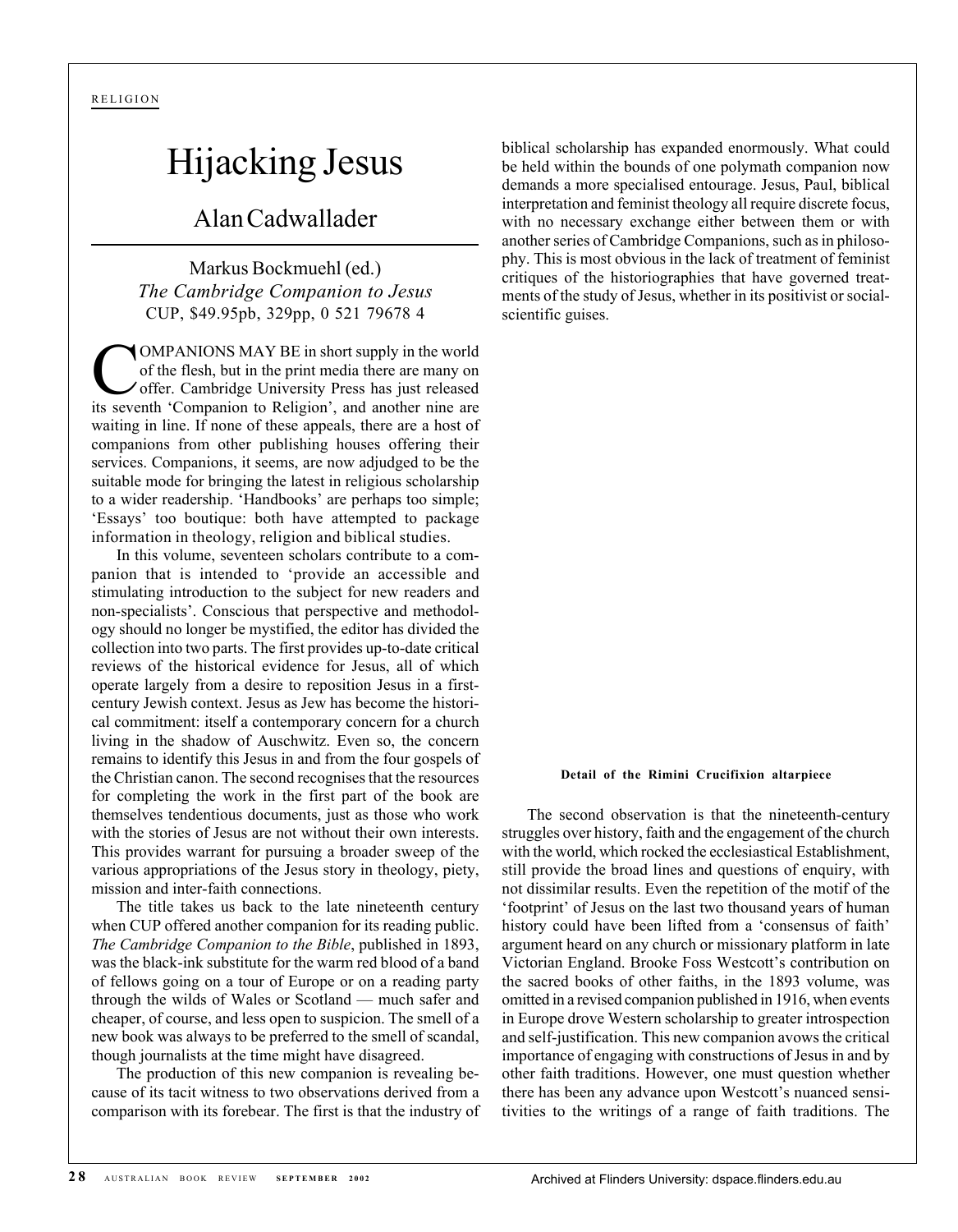RELIGION

# Hijacking Jesus

## Alan Cadwallader

Markus Bockmuehl (ed.)
*The Cambridge Companion to Jesus*
CUP, $49.95pb, 329pp, 0 521 79678 4

COMPANIONS MAY BE in short supply in the world of the flesh, but in the print media there are many on offer. Cambridge University Press has just released its seventh 'Companion to Religion', and another nine are waiting in line. If none of these appeals, there are a host of companions from other publishing houses offering their services. Companions, it seems, are now adjudged to be the suitable mode for bringing the latest in religious scholarship to a wider readership. 'Handbooks' are perhaps too simple; 'Essays' too boutique: both have attempted to package information in theology, religion and biblical studies.

In this volume, seventeen scholars contribute to a companion that is intended to 'provide an accessible and stimulating introduction to the subject for new readers and non-specialists'. Conscious that perspective and methodology should no longer be mystified, the editor has divided the collection into two parts. The first provides up-to-date critical reviews of the historical evidence for Jesus, all of which operate largely from a desire to reposition Jesus in a first-century Jewish context. Jesus as Jew has become the historical commitment: itself a contemporary concern for a church living in the shadow of Auschwitz. Even so, the concern remains to identify this Jesus in and from the four gospels of the Christian canon. The second recognises that the resources for completing the work in the first part of the book are themselves tendentious documents, just as those who work with the stories of Jesus are not without their own interests. This provides warrant for pursuing a broader sweep of the various appropriations of the Jesus story in theology, piety, mission and inter-faith connections.

The title takes us back to the late nineteenth century when CUP offered another companion for its reading public. *The Cambridge Companion to the Bible*, published in 1893, was the black-ink substitute for the warm red blood of a band of fellows going on a tour of Europe or on a reading party through the wilds of Wales or Scotland — much safer and cheaper, of course, and less open to suspicion. The smell of a new book was always to be preferred to the smell of scandal, though journalists at the time might have disagreed.

The production of this new companion is revealing because of its tacit witness to two observations derived from a comparison with its forebear. The first is that the industry of biblical scholarship has expanded enormously. What could be held within the bounds of one polymath companion now demands a more specialised entourage. Jesus, Paul, biblical interpretation and feminist theology all require discrete focus, with no necessary exchange either between them or with another series of Cambridge Companions, such as in philosophy. This is most obvious in the lack of treatment of feminist critiques of the historiographies that have governed treatments of the study of Jesus, whether in its positivist or social-scientific guises.

**Detail of the Rimini Crucifixion altarpiece**

The second observation is that the nineteenth-century struggles over history, faith and the engagement of the church with the world, which rocked the ecclesiastical Establishment, still provide the broad lines and questions of enquiry, with not dissimilar results. Even the repetition of the motif of the 'footprint' of Jesus on the last two thousand years of human history could have been lifted from a 'consensus of faith' argument heard on any church or missionary platform in late Victorian England. Brooke Foss Westcott's contribution on the sacred books of other faiths, in the 1893 volume, was omitted in a revised companion published in 1916, when events in Europe drove Western scholarship to greater introspection and self-justification. This new companion avows the critical importance of engaging with constructions of Jesus in and by other faith traditions. However, one must question whether there has been any advance upon Westcott's nuanced sensitivities to the writings of a range of faith traditions. The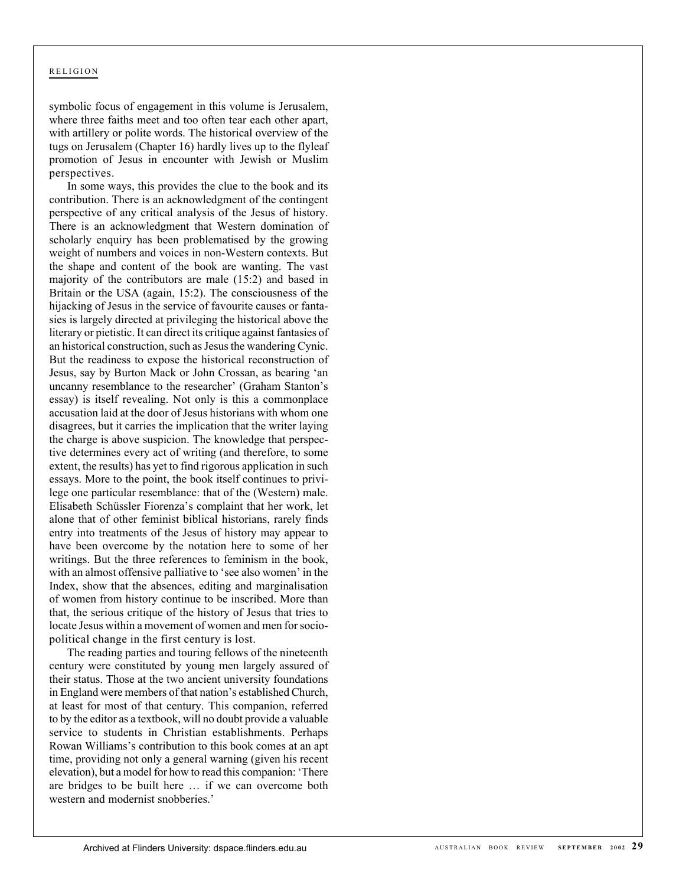symbolic focus of engagement in this volume is Jerusalem, where three faiths meet and too often tear each other apart, with artillery or polite words. The historical overview of the tugs on Jerusalem (Chapter 16) hardly lives up to the flyleaf promotion of Jesus in encounter with Jewish or Muslim perspectives.

In some ways, this provides the clue to the book and its contribution. There is an acknowledgment of the contingent perspective of any critical analysis of the Jesus of history. There is an acknowledgment that Western domination of scholarly enquiry has been problematised by the growing weight of numbers and voices in non-Western contexts. But the shape and content of the book are wanting. The vast majority of the contributors are male (15:2) and based in Britain or the USA (again, 15:2). The consciousness of the hijacking of Jesus in the service of favourite causes or fantasies is largely directed at privileging the historical above the literary or pietistic. It can direct its critique against fantasies of an historical construction, such as Jesus the wandering Cynic. But the readiness to expose the historical reconstruction of Jesus, say by Burton Mack or John Crossan, as bearing 'an uncanny resemblance to the researcher' (Graham Stanton's essay) is itself revealing. Not only is this a commonplace accusation laid at the door of Jesus historians with whom one disagrees, but it carries the implication that the writer laying the charge is above suspicion. The knowledge that perspective determines every act of writing (and therefore, to some extent, the results) has yet to find rigorous application in such essays. More to the point, the book itself continues to privilege one particular resemblance: that of the (Western) male. Elisabeth Schüssler Fiorenza's complaint that her work, let alone that of other feminist biblical historians, rarely finds entry into treatments of the Jesus of history may appear to have been overcome by the notation here to some of her writings. But the three references to feminism in the book, with an almost offensive palliative to 'see also women' in the Index, show that the absences, editing and marginalisation of women from history continue to be inscribed. More than that, the serious critique of the history of Jesus that tries to locate Jesus within a movement of women and men for socio-political change in the first century is lost.

The reading parties and touring fellows of the nineteenth century were constituted by young men largely assured of their status. Those at the two ancient university foundations in England were members of that nation's established Church, at least for most of that century. This companion, referred to by the editor as a textbook, will no doubt provide a valuable service to students in Christian establishments. Perhaps Rowan Williams's contribution to this book comes at an apt time, providing not only a general warning (given his recent elevation), but a model for how to read this companion: 'There are bridges to be built here … if we can overcome both western and modernist snobberies.'